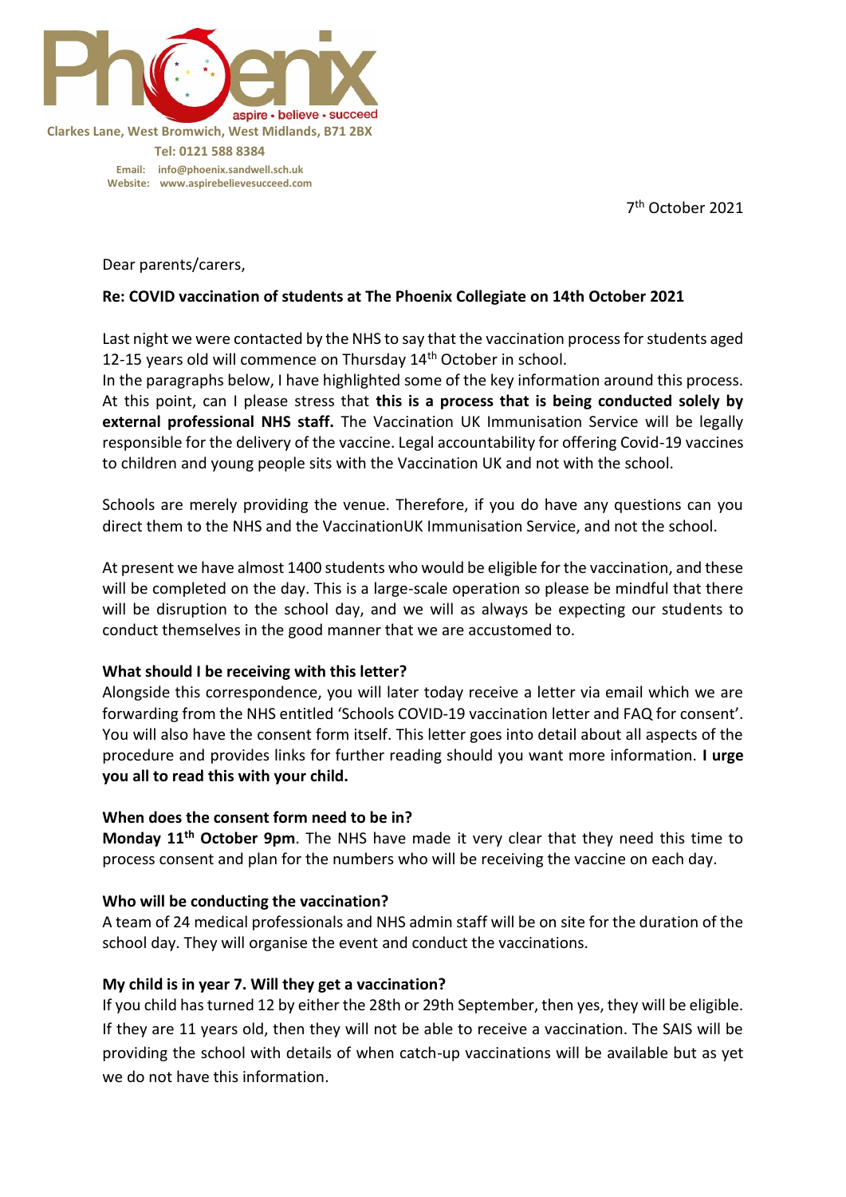Phoenix

aspire • believe • succeed

Clarkes Lane, West Bromwich, West Midlands, B71 2BX

Tel: 0121 588 8384

Email: info@phoenix.sandwell.sch.uk
Website: www.aspirebelievesucceed.com

7th October 2021

Dear parents/carers,

**Re: COVID vaccination of students at The Phoenix Collegiate on 14th October 2021**

Last night we were contacted by the NHS to say that the vaccination process for students aged 12-15 years old will commence on Thursday 14th October in school.
In the paragraphs below, I have highlighted some of the key information around this process. At this point, can I please stress that **this is a process that is being conducted solely by external professional NHS staff.** The Vaccination UK Immunisation Service will be legally responsible for the delivery of the vaccine. Legal accountability for offering Covid-19 vaccines to children and young people sits with the Vaccination UK and not with the school.

Schools are merely providing the venue. Therefore, if you do have any questions can you direct them to the NHS and the VaccinationUK Immunisation Service, and not the school.

At present we have almost 1400 students who would be eligible for the vaccination, and these will be completed on the day. This is a large-scale operation so please be mindful that there will be disruption to the school day, and we will as always be expecting our students to conduct themselves in the good manner that we are accustomed to.

**What should I be receiving with this letter?**
Alongside this correspondence, you will later today receive a letter via email which we are forwarding from the NHS entitled 'Schools COVID-19 vaccination letter and FAQ for consent'. You will also have the consent form itself. This letter goes into detail about all aspects of the procedure and provides links for further reading should you want more information. **I urge you all to read this with your child.**

**When does the consent form need to be in?**
**Monday 11th October 9pm**. The NHS have made it very clear that they need this time to process consent and plan for the numbers who will be receiving the vaccine on each day.

**Who will be conducting the vaccination?**
A team of 24 medical professionals and NHS admin staff will be on site for the duration of the school day. They will organise the event and conduct the vaccinations.

**My child is in year 7. Will they get a vaccination?**
If you child has turned 12 by either the 28th or 29th September, then yes, they will be eligible. If they are 11 years old, then they will not be able to receive a vaccination. The SAIS will be providing the school with details of when catch-up vaccinations will be available but as yet we do not have this information.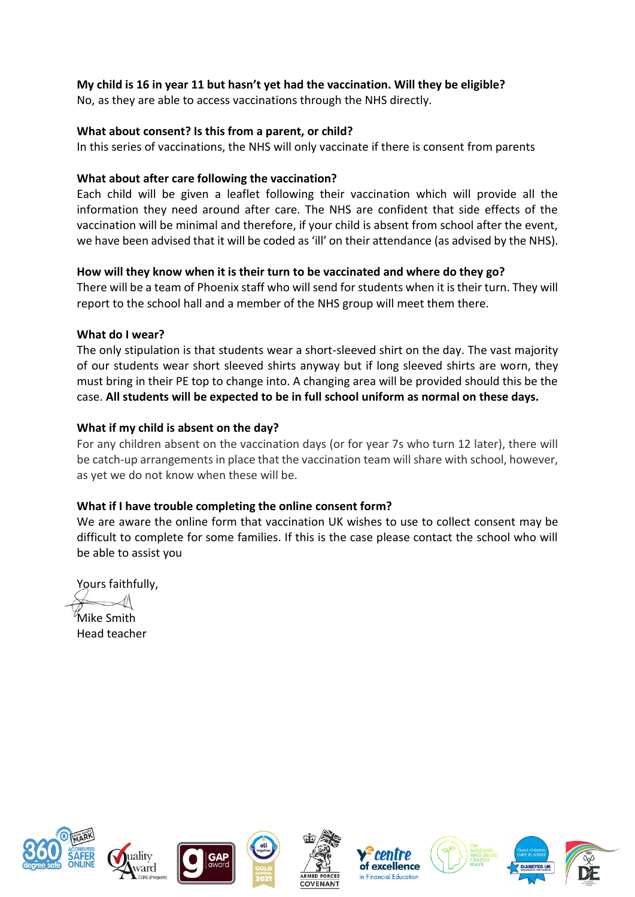**My child is 16 in year 11 but hasn't yet had the vaccination. Will they be eligible?**
No, as they are able to access vaccinations through the NHS directly.

**What about consent? Is this from a parent, or child?**
In this series of vaccinations, the NHS will only vaccinate if there is consent from parents

**What about after care following the vaccination?**
Each child will be given a leaflet following their vaccination which will provide all the information they need around after care. The NHS are confident that side effects of the vaccination will be minimal and therefore, if your child is absent from school after the event, we have been advised that it will be coded as 'ill' on their attendance (as advised by the NHS).

**How will they know when it is their turn to be vaccinated and where do they go?**
There will be a team of Phoenix staff who will send for students when it is their turn. They will report to the school hall and a member of the NHS group will meet them there.

**What do I wear?**
The only stipulation is that students wear a short-sleeved shirt on the day. The vast majority of our students wear short sleeved shirts anyway but if long sleeved shirts are worn, they must bring in their PE top to change into. A changing area will be provided should this be the case. **All students will be expected to be in full school uniform as normal on these days.**

**What if my child is absent on the day?**
For any children absent on the vaccination days (or for year 7s who turn 12 later), there will be catch-up arrangements in place that the vaccination team will share with school, however, as yet we do not know when these will be.

**What if I have trouble completing the online consent form?**
We are aware the online form that vaccination UK wishes to use to collect consent may be difficult to complete for some families. If this is the case please contact the school who will be able to assist you

Yours faithfully,

Mike Smith
Head teacher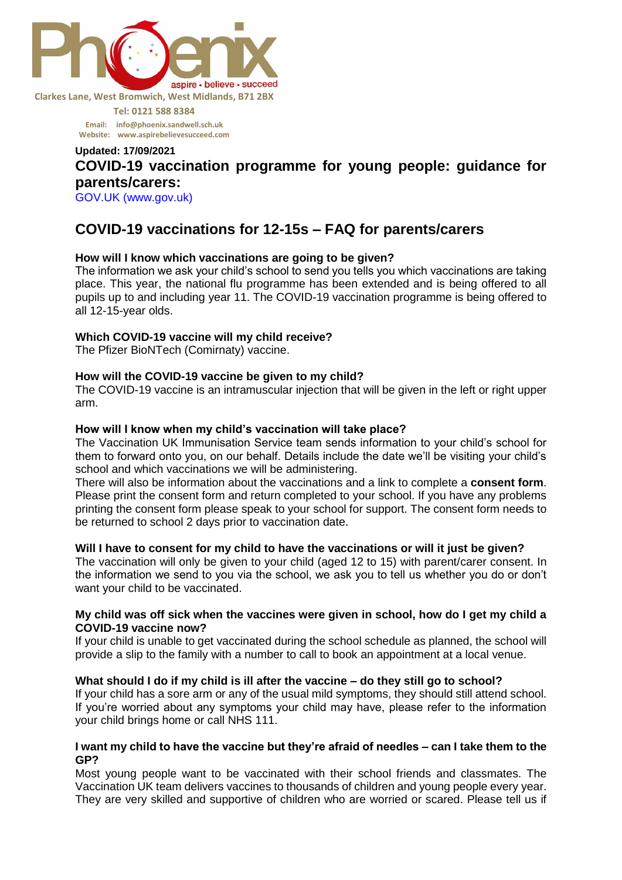Clarkes Lane, West Bromwich, West Midlands, B71 2BX

Tel: 0121 588 8384

Email: info@phoenix.sandwell.sch.uk
Website: www.aspirebelievesucceed.com

**Updated: 17/09/2021**

## COVID-19 vaccination programme for young people: guidance for parents/carers:

GOV.UK (www.gov.uk)

## COVID-19 vaccinations for 12-15s – FAQ for parents/carers

**How will I know which vaccinations are going to be given?**
The information we ask your child's school to send you tells you which vaccinations are taking place. This year, the national flu programme has been extended and is being offered to all pupils up to and including year 11. The COVID-19 vaccination programme is being offered to all 12-15-year olds.

**Which COVID-19 vaccine will my child receive?**
The Pfizer BioNTech (Comirnaty) vaccine.

**How will the COVID-19 vaccine be given to my child?**
The COVID-19 vaccine is an intramuscular injection that will be given in the left or right upper arm.

**How will I know when my child's vaccination will take place?**
The Vaccination UK Immunisation Service team sends information to your child's school for them to forward onto you, on our behalf. Details include the date we'll be visiting your child's school and which vaccinations we will be administering.
There will also be information about the vaccinations and a link to complete a **consent form**. Please print the consent form and return completed to your school. If you have any problems printing the consent form please speak to your school for support. The consent form needs to be returned to school 2 days prior to vaccination date.

**Will I have to consent for my child to have the vaccinations or will it just be given?**
The vaccination will only be given to your child (aged 12 to 15) with parent/carer consent. In the information we send to you via the school, we ask you to tell us whether you do or don't want your child to be vaccinated.

**My child was off sick when the vaccines were given in school, how do I get my child a COVID-19 vaccine now?**
If your child is unable to get vaccinated during the school schedule as planned, the school will provide a slip to the family with a number to call to book an appointment at a local venue.

**What should I do if my child is ill after the vaccine – do they still go to school?**
If your child has a sore arm or any of the usual mild symptoms, they should still attend school. If you're worried about any symptoms your child may have, please refer to the information your child brings home or call NHS 111.

**I want my child to have the vaccine but they're afraid of needles – can I take them to the GP?**
Most young people want to be vaccinated with their school friends and classmates. The Vaccination UK team delivers vaccines to thousands of children and young people every year. They are very skilled and supportive of children who are worried or scared. Please tell us if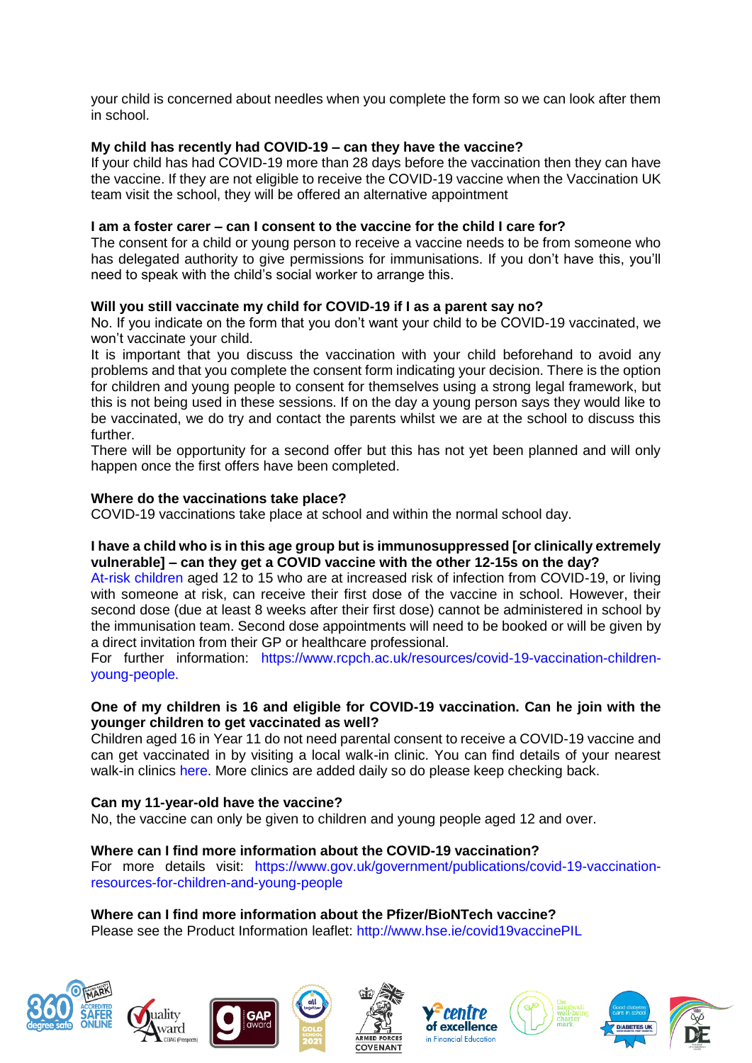your child is concerned about needles when you complete the form so we can look after them in school.

**My child has recently had COVID-19 – can they have the vaccine?**
If your child has had COVID-19 more than 28 days before the vaccination then they can have the vaccine. If they are not eligible to receive the COVID-19 vaccine when the Vaccination UK team visit the school, they will be offered an alternative appointment

**I am a foster carer – can I consent to the vaccine for the child I care for?**
The consent for a child or young person to receive a vaccine needs to be from someone who has delegated authority to give permissions for immunisations. If you don't have this, you'll need to speak with the child's social worker to arrange this.

**Will you still vaccinate my child for COVID-19 if I as a parent say no?**
No. If you indicate on the form that you don't want your child to be COVID-19 vaccinated, we won't vaccinate your child.
It is important that you discuss the vaccination with your child beforehand to avoid any problems and that you complete the consent form indicating your decision. There is the option for children and young people to consent for themselves using a strong legal framework, but this is not being used in these sessions. If on the day a young person says they would like to be vaccinated, we do try and contact the parents whilst we are at the school to discuss this further.
There will be opportunity for a second offer but this has not yet been planned and will only happen once the first offers have been completed.

**Where do the vaccinations take place?**
COVID-19 vaccinations take place at school and within the normal school day.

**I have a child who is in this age group but is immunosuppressed [or clinically extremely vulnerable] – can they get a COVID vaccine with the other 12-15s on the day?**
At-risk children aged 12 to 15 who are at increased risk of infection from COVID-19, or living with someone at risk, can receive their first dose of the vaccine in school. However, their second dose (due at least 8 weeks after their first dose) cannot be administered in school by the immunisation team. Second dose appointments will need to be booked or will be given by a direct invitation from their GP or healthcare professional.
For further information: https://www.rcpch.ac.uk/resources/covid-19-vaccination-children-young-people.

**One of my children is 16 and eligible for COVID-19 vaccination. Can he join with the younger children to get vaccinated as well?**
Children aged 16 in Year 11 do not need parental consent to receive a COVID-19 vaccine and can get vaccinated in by visiting a local walk-in clinic. You can find details of your nearest walk-in clinics here. More clinics are added daily so do please keep checking back.

**Can my 11-year-old have the vaccine?**
No, the vaccine can only be given to children and young people aged 12 and over.

**Where can I find more information about the COVID-19 vaccination?**
For more details visit: https://www.gov.uk/government/publications/covid-19-vaccination-resources-for-children-and-young-people

**Where can I find more information about the Pfizer/BioNTech vaccine?**
Please see the Product Information leaflet: http://www.hse.ie/covid19vaccinePIL